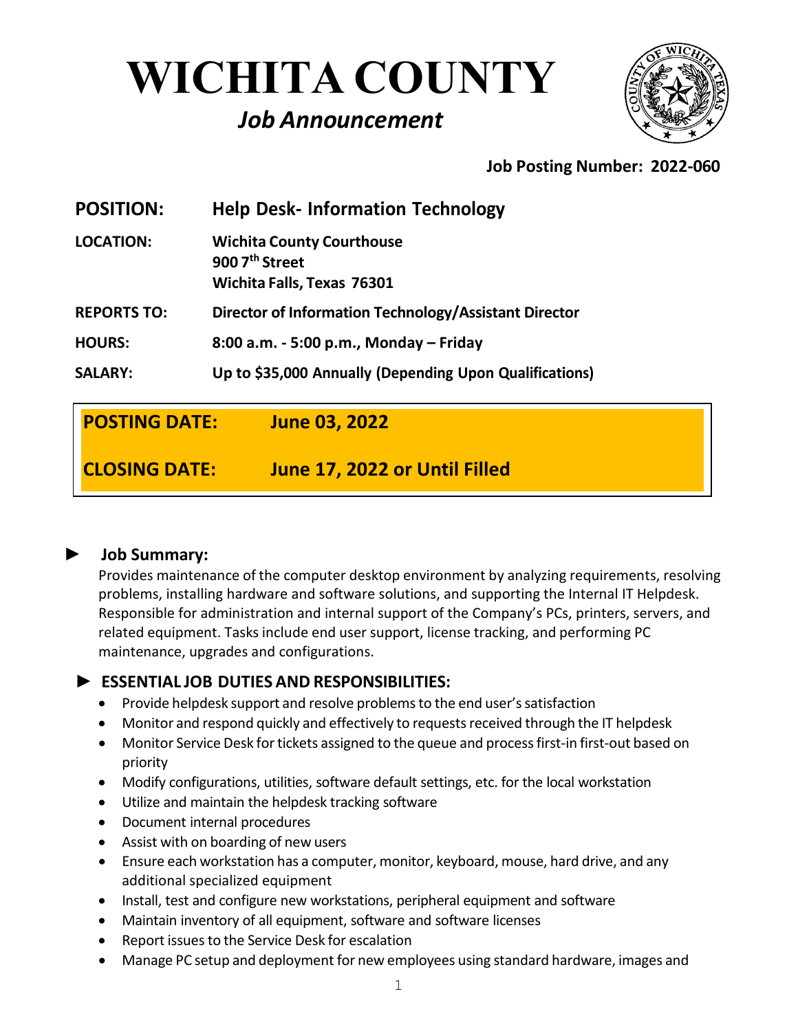# WICHITA COUNTY

## *Job Announcement*

**Job Posting Number: 2022-060**

| | |
|---|---|
| **POSITION:** | **Help Desk- Information Technology** |
| **LOCATION:** | **Wichita County Courthouse**<br>**900 7th Street**<br>**Wichita Falls, Texas 76301** |
| **REPORTS TO:** | **Director of Information Technology/Assistant Director** |
| **HOURS:** | **8:00 a.m. - 5:00 p.m., Monday – Friday** |
| **SALARY:** | **Up to $35,000 Annually (Depending Upon Qualifications)** |

| | |
|---|---|
| **POSTING DATE:** | **June 03, 2022** |
| **CLOSING DATE:** | **June 17, 2022 or Until Filled** |

### ► Job Summary:

Provides maintenance of the computer desktop environment by analyzing requirements, resolving problems, installing hardware and software solutions, and supporting the Internal IT Helpdesk. Responsible for administration and internal support of the Company's PCs, printers, servers, and related equipment. Tasks include end user support, license tracking, and performing PC maintenance, upgrades and configurations.

### ► ESSENTIAL JOB DUTIES AND RESPONSIBILITIES:

- Provide helpdesk support and resolve problems to the end user's satisfaction
- Monitor and respond quickly and effectively to requests received through the IT helpdesk
- Monitor Service Desk for tickets assigned to the queue and process first-in first-out based on priority
- Modify configurations, utilities, software default settings, etc. for the local workstation
- Utilize and maintain the helpdesk tracking software
- Document internal procedures
- Assist with on boarding of new users
- Ensure each workstation has a computer, monitor, keyboard, mouse, hard drive, and any additional specialized equipment
- Install, test and configure new workstations, peripheral equipment and software
- Maintain inventory of all equipment, software and software licenses
- Report issues to the Service Desk for escalation
- Manage PC setup and deployment for new employees using standard hardware, images and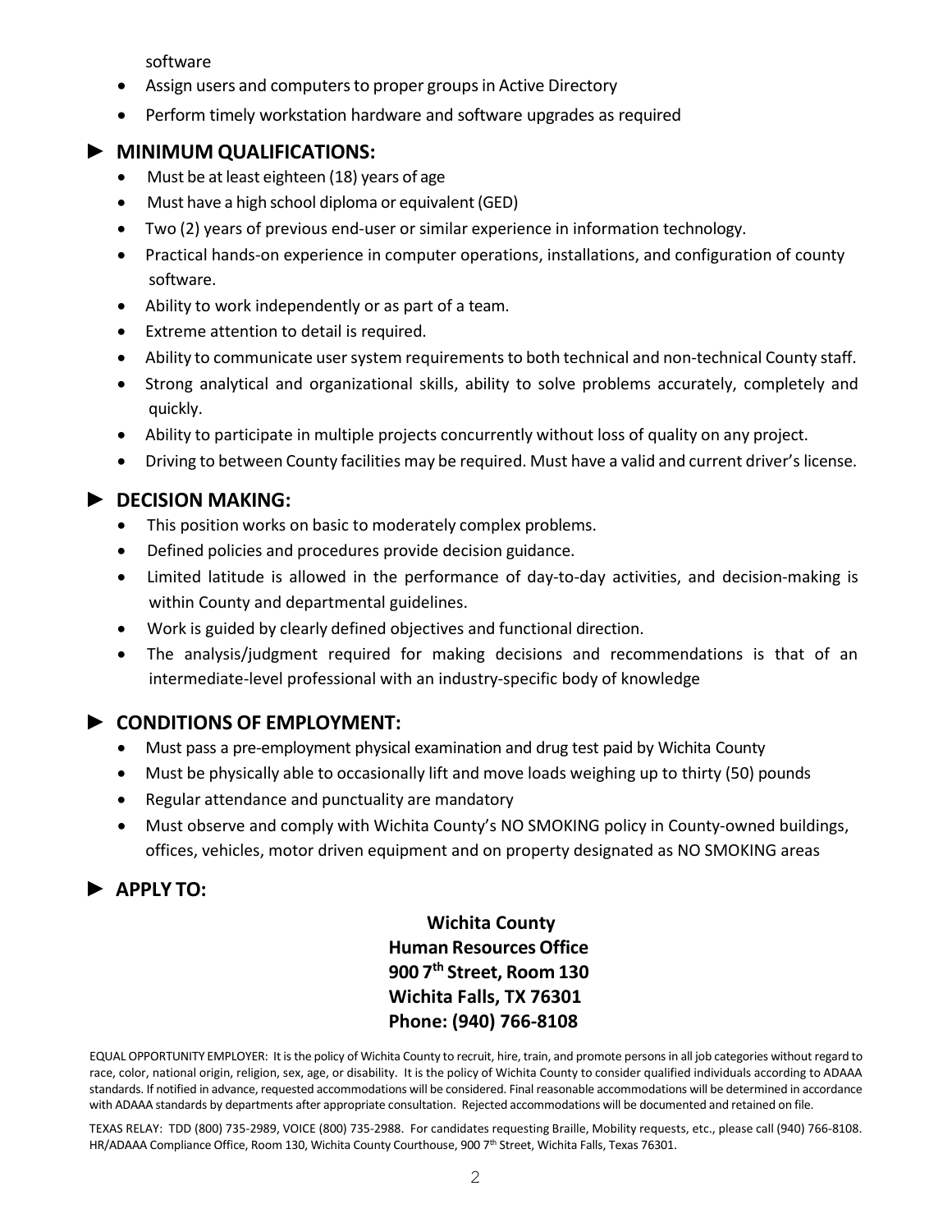software

- Assign users and computers to proper groups in Active Directory
- Perform timely workstation hardware and software upgrades as required

## ► MINIMUM QUALIFICATIONS:

- Must be at least eighteen (18) years of age
- Must have a high school diploma or equivalent (GED)
- Two (2) years of previous end-user or similar experience in information technology.
- Practical hands-on experience in computer operations, installations, and configuration of county software.
- Ability to work independently or as part of a team.
- Extreme attention to detail is required.
- Ability to communicate user system requirements to both technical and non-technical County staff.
- Strong analytical and organizational skills, ability to solve problems accurately, completely and quickly.
- Ability to participate in multiple projects concurrently without loss of quality on any project.
- Driving to between County facilities may be required. Must have a valid and current driver's license.

## ► DECISION MAKING:

- This position works on basic to moderately complex problems.
- Defined policies and procedures provide decision guidance.
- Limited latitude is allowed in the performance of day-to-day activities, and decision-making is within County and departmental guidelines.
- Work is guided by clearly defined objectives and functional direction.
- The analysis/judgment required for making decisions and recommendations is that of an intermediate-level professional with an industry-specific body of knowledge

## ► CONDITIONS OF EMPLOYMENT:

- Must pass a pre-employment physical examination and drug test paid by Wichita County
- Must be physically able to occasionally lift and move loads weighing up to thirty (50) pounds
- Regular attendance and punctuality are mandatory
- Must observe and comply with Wichita County's NO SMOKING policy in County-owned buildings, offices, vehicles, motor driven equipment and on property designated as NO SMOKING areas

## ► APPLY TO:

**Wichita County**
**Human Resources Office**
**900 7th Street, Room 130**
**Wichita Falls, TX 76301**
**Phone: (940) 766-8108**

EQUAL OPPORTUNITY EMPLOYER: It is the policy of Wichita County to recruit, hire, train, and promote persons in all job categories without regard to race, color, national origin, religion, sex, age, or disability. It is the policy of Wichita County to consider qualified individuals according to ADAAA standards. If notified in advance, requested accommodations will be considered. Final reasonable accommodations will be determined in accordance with ADAAA standards by departments after appropriate consultation. Rejected accommodations will be documented and retained on file.

TEXAS RELAY: TDD (800) 735-2989, VOICE (800) 735-2988. For candidates requesting Braille, Mobility requests, etc., please call (940) 766-8108. HR/ADAAA Compliance Office, Room 130, Wichita County Courthouse, 900 7th Street, Wichita Falls, Texas 76301.